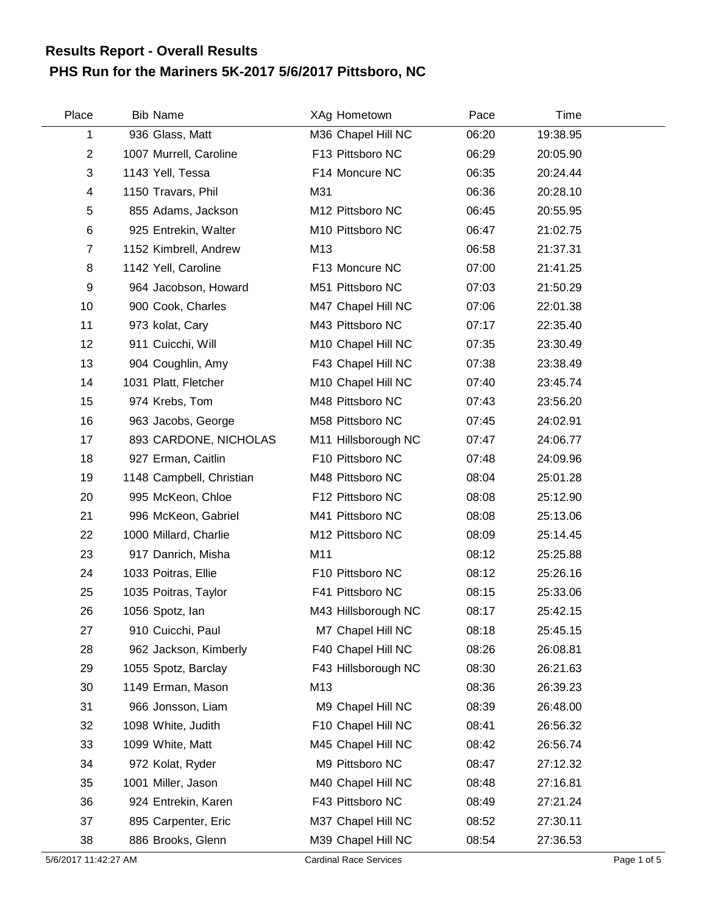# Results Report - Overall Results

## PHS Run for the Mariners 5K-2017 5/6/2017 Pittsboro, NC

| Place | Bib | Name | XAg | Hometown | Pace | Time |
|---|---|---|---|---|---|---|
| 1 | 936 | Glass, Matt | M36 | Chapel Hill NC | 06:20 | 19:38.95 |
| 2 | 1007 | Murrell, Caroline | F13 | Pittsboro NC | 06:29 | 20:05.90 |
| 3 | 1143 | Yell, Tessa | F14 | Moncure NC | 06:35 | 20:24.44 |
| 4 | 1150 | Travars, Phil | M31 | | 06:36 | 20:28.10 |
| 5 | 855 | Adams, Jackson | M12 | Pittsboro NC | 06:45 | 20:55.95 |
| 6 | 925 | Entrekin, Walter | M10 | Pittsboro NC | 06:47 | 21:02.75 |
| 7 | 1152 | Kimbrell, Andrew | M13 | | 06:58 | 21:37.31 |
| 8 | 1142 | Yell, Caroline | F13 | Moncure NC | 07:00 | 21:41.25 |
| 9 | 964 | Jacobson, Howard | M51 | Pittsboro NC | 07:03 | 21:50.29 |
| 10 | 900 | Cook, Charles | M47 | Chapel Hill NC | 07:06 | 22:01.38 |
| 11 | 973 | kolat, Cary | M43 | Pittsboro NC | 07:17 | 22:35.40 |
| 12 | 911 | Cuicchi, Will | M10 | Chapel Hill NC | 07:35 | 23:30.49 |
| 13 | 904 | Coughlin, Amy | F43 | Chapel Hill NC | 07:38 | 23:38.49 |
| 14 | 1031 | Platt, Fletcher | M10 | Chapel Hill NC | 07:40 | 23:45.74 |
| 15 | 974 | Krebs, Tom | M48 | Pittsboro NC | 07:43 | 23:56.20 |
| 16 | 963 | Jacobs, George | M58 | Pittsboro NC | 07:45 | 24:02.91 |
| 17 | 893 | CARDONE, NICHOLAS | M11 | Hillsborough NC | 07:47 | 24:06.77 |
| 18 | 927 | Erman, Caitlin | F10 | Pittsboro NC | 07:48 | 24:09.96 |
| 19 | 1148 | Campbell, Christian | M48 | Pittsboro NC | 08:04 | 25:01.28 |
| 20 | 995 | McKeon, Chloe | F12 | Pittsboro NC | 08:08 | 25:12.90 |
| 21 | 996 | McKeon, Gabriel | M41 | Pittsboro NC | 08:08 | 25:13.06 |
| 22 | 1000 | Millard, Charlie | M12 | Pittsboro NC | 08:09 | 25:14.45 |
| 23 | 917 | Danrich, Misha | M11 | | 08:12 | 25:25.88 |
| 24 | 1033 | Poitras, Ellie | F10 | Pittsboro NC | 08:12 | 25:26.16 |
| 25 | 1035 | Poitras, Taylor | F41 | Pittsboro NC | 08:15 | 25:33.06 |
| 26 | 1056 | Spotz, Ian | M43 | Hillsborough NC | 08:17 | 25:42.15 |
| 27 | 910 | Cuicchi, Paul | M7 | Chapel Hill NC | 08:18 | 25:45.15 |
| 28 | 962 | Jackson, Kimberly | F40 | Chapel Hill NC | 08:26 | 26:08.81 |
| 29 | 1055 | Spotz, Barclay | F43 | Hillsborough NC | 08:30 | 26:21.63 |
| 30 | 1149 | Erman, Mason | M13 | | 08:36 | 26:39.23 |
| 31 | 966 | Jonsson, Liam | M9 | Chapel Hill NC | 08:39 | 26:48.00 |
| 32 | 1098 | White, Judith | F10 | Chapel Hill NC | 08:41 | 26:56.32 |
| 33 | 1099 | White, Matt | M45 | Chapel Hill NC | 08:42 | 26:56.74 |
| 34 | 972 | Kolat, Ryder | M9 | Pittsboro NC | 08:47 | 27:12.32 |
| 35 | 1001 | Miller, Jason | M40 | Chapel Hill NC | 08:48 | 27:16.81 |
| 36 | 924 | Entrekin, Karen | F43 | Pittsboro NC | 08:49 | 27:21.24 |
| 37 | 895 | Carpenter, Eric | M37 | Chapel Hill NC | 08:52 | 27:30.11 |
| 38 | 886 | Brooks, Glenn | M39 | Chapel Hill NC | 08:54 | 27:36.53 |

5/6/2017 11:42:27 AM Cardinal Race Services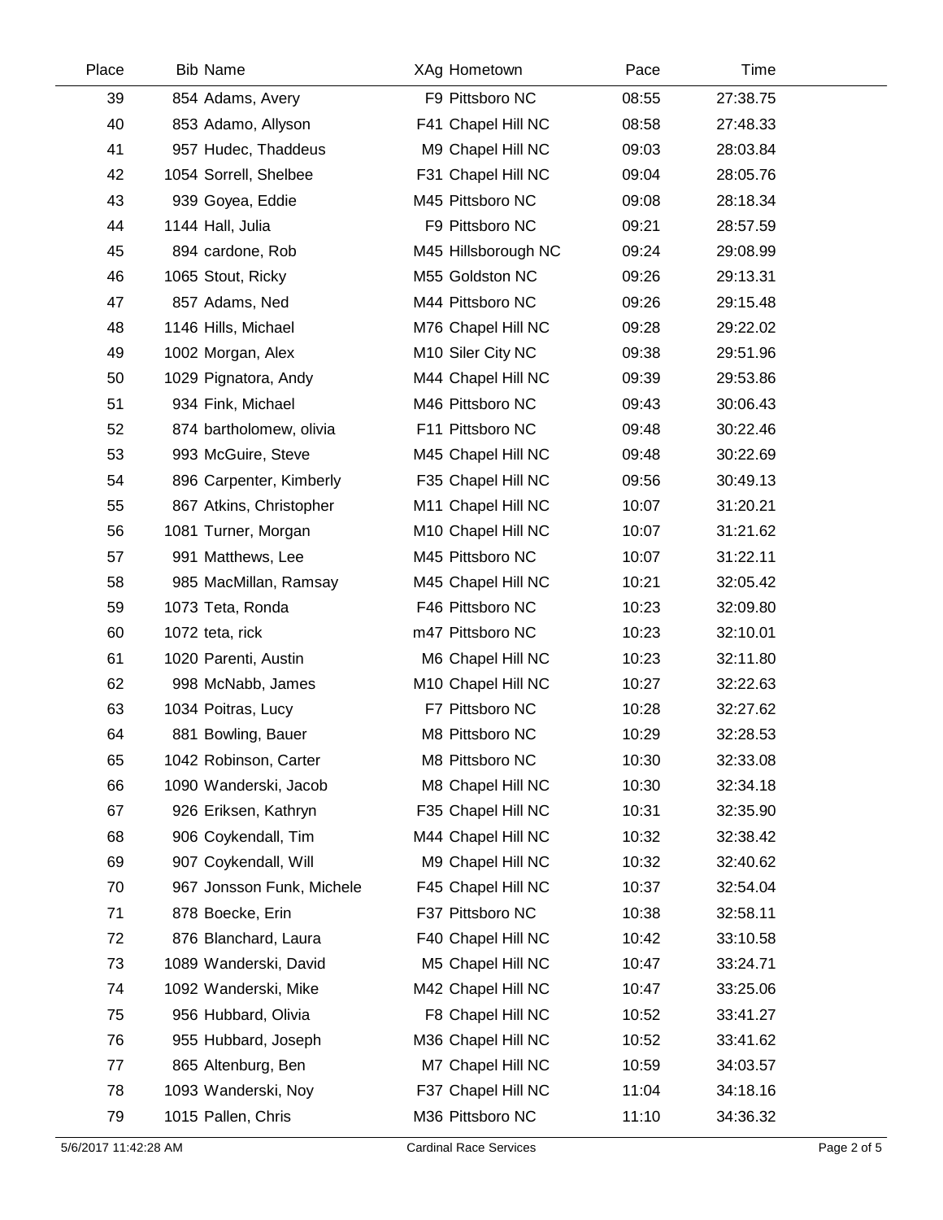| Place | Bib | Name | XAg | Hometown | Pace | Time |
|---|---|---|---|---|---|---|
| 39 | 854 | Adams, Avery | F9 | Pittsboro NC | 08:55 | 27:38.75 |
| 40 | 853 | Adamo, Allyson | F41 | Chapel Hill NC | 08:58 | 27:48.33 |
| 41 | 957 | Hudec, Thaddeus | M9 | Chapel Hill NC | 09:03 | 28:03.84 |
| 42 | 1054 | Sorrell, Shelbee | F31 | Chapel Hill NC | 09:04 | 28:05.76 |
| 43 | 939 | Goyea, Eddie | M45 | Pittsboro NC | 09:08 | 28:18.34 |
| 44 | 1144 | Hall, Julia | F9 | Pittsboro NC | 09:21 | 28:57.59 |
| 45 | 894 | cardone, Rob | M45 | Hillsborough NC | 09:24 | 29:08.99 |
| 46 | 1065 | Stout, Ricky | M55 | Goldston NC | 09:26 | 29:13.31 |
| 47 | 857 | Adams, Ned | M44 | Pittsboro NC | 09:26 | 29:15.48 |
| 48 | 1146 | Hills, Michael | M76 | Chapel Hill NC | 09:28 | 29:22.02 |
| 49 | 1002 | Morgan, Alex | M10 | Siler City NC | 09:38 | 29:51.96 |
| 50 | 1029 | Pignatora, Andy | M44 | Chapel Hill NC | 09:39 | 29:53.86 |
| 51 | 934 | Fink, Michael | M46 | Pittsboro NC | 09:43 | 30:06.43 |
| 52 | 874 | bartholomew, olivia | F11 | Pittsboro NC | 09:48 | 30:22.46 |
| 53 | 993 | McGuire, Steve | M45 | Chapel Hill NC | 09:48 | 30:22.69 |
| 54 | 896 | Carpenter, Kimberly | F35 | Chapel Hill NC | 09:56 | 30:49.13 |
| 55 | 867 | Atkins, Christopher | M11 | Chapel Hill NC | 10:07 | 31:20.21 |
| 56 | 1081 | Turner, Morgan | M10 | Chapel Hill NC | 10:07 | 31:21.62 |
| 57 | 991 | Matthews, Lee | M45 | Pittsboro NC | 10:07 | 31:22.11 |
| 58 | 985 | MacMillan, Ramsay | M45 | Chapel Hill NC | 10:21 | 32:05.42 |
| 59 | 1073 | Teta, Ronda | F46 | Pittsboro NC | 10:23 | 32:09.80 |
| 60 | 1072 | teta, rick | m47 | Pittsboro NC | 10:23 | 32:10.01 |
| 61 | 1020 | Parenti, Austin | M6 | Chapel Hill NC | 10:23 | 32:11.80 |
| 62 | 998 | McNabb, James | M10 | Chapel Hill NC | 10:27 | 32:22.63 |
| 63 | 1034 | Poitras, Lucy | F7 | Pittsboro NC | 10:28 | 32:27.62 |
| 64 | 881 | Bowling, Bauer | M8 | Pittsboro NC | 10:29 | 32:28.53 |
| 65 | 1042 | Robinson, Carter | M8 | Pittsboro NC | 10:30 | 32:33.08 |
| 66 | 1090 | Wanderski, Jacob | M8 | Chapel Hill NC | 10:30 | 32:34.18 |
| 67 | 926 | Eriksen, Kathryn | F35 | Chapel Hill NC | 10:31 | 32:35.90 |
| 68 | 906 | Coykendall, Tim | M44 | Chapel Hill NC | 10:32 | 32:38.42 |
| 69 | 907 | Coykendall, Will | M9 | Chapel Hill NC | 10:32 | 32:40.62 |
| 70 | 967 | Jonsson Funk, Michele | F45 | Chapel Hill NC | 10:37 | 32:54.04 |
| 71 | 878 | Boecke, Erin | F37 | Pittsboro NC | 10:38 | 32:58.11 |
| 72 | 876 | Blanchard, Laura | F40 | Chapel Hill NC | 10:42 | 33:10.58 |
| 73 | 1089 | Wanderski, David | M5 | Chapel Hill NC | 10:47 | 33:24.71 |
| 74 | 1092 | Wanderski, Mike | M42 | Chapel Hill NC | 10:47 | 33:25.06 |
| 75 | 956 | Hubbard, Olivia | F8 | Chapel Hill NC | 10:52 | 33:41.27 |
| 76 | 955 | Hubbard, Joseph | M36 | Chapel Hill NC | 10:52 | 33:41.62 |
| 77 | 865 | Altenburg, Ben | M7 | Chapel Hill NC | 10:59 | 34:03.57 |
| 78 | 1093 | Wanderski, Noy | F37 | Chapel Hill NC | 11:04 | 34:18.16 |
| 79 | 1015 | Pallen, Chris | M36 | Pittsboro NC | 11:10 | 34:36.32 |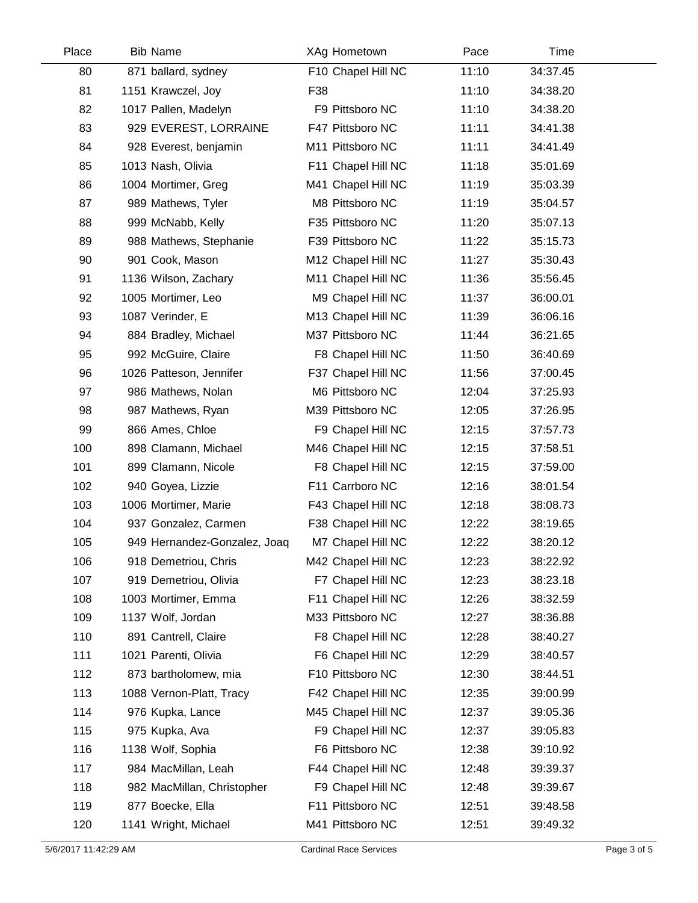| Place | Bib | Name | XAg | Hometown | Pace | Time |
|---|---|---|---|---|---|---|
| 80 | 871 | ballard, sydney | F10 | Chapel Hill NC | 11:10 | 34:37.45 |
| 81 | 1151 | Krawczel, Joy | F38 | | 11:10 | 34:38.20 |
| 82 | 1017 | Pallen, Madelyn | F9 | Pittsboro NC | 11:10 | 34:38.20 |
| 83 | 929 | EVEREST, LORRAINE | F47 | Pittsboro NC | 11:11 | 34:41.38 |
| 84 | 928 | Everest, benjamin | M11 | Pittsboro NC | 11:11 | 34:41.49 |
| 85 | 1013 | Nash, Olivia | F11 | Chapel Hill NC | 11:18 | 35:01.69 |
| 86 | 1004 | Mortimer, Greg | M41 | Chapel Hill NC | 11:19 | 35:03.39 |
| 87 | 989 | Mathews, Tyler | M8 | Pittsboro NC | 11:19 | 35:04.57 |
| 88 | 999 | McNabb, Kelly | F35 | Pittsboro NC | 11:20 | 35:07.13 |
| 89 | 988 | Mathews, Stephanie | F39 | Pittsboro NC | 11:22 | 35:15.73 |
| 90 | 901 | Cook, Mason | M12 | Chapel Hill NC | 11:27 | 35:30.43 |
| 91 | 1136 | Wilson, Zachary | M11 | Chapel Hill NC | 11:36 | 35:56.45 |
| 92 | 1005 | Mortimer, Leo | M9 | Chapel Hill NC | 11:37 | 36:00.01 |
| 93 | 1087 | Verinder, E | M13 | Chapel Hill NC | 11:39 | 36:06.16 |
| 94 | 884 | Bradley, Michael | M37 | Pittsboro NC | 11:44 | 36:21.65 |
| 95 | 992 | McGuire, Claire | F8 | Chapel Hill NC | 11:50 | 36:40.69 |
| 96 | 1026 | Patteson, Jennifer | F37 | Chapel Hill NC | 11:56 | 37:00.45 |
| 97 | 986 | Mathews, Nolan | M6 | Pittsboro NC | 12:04 | 37:25.93 |
| 98 | 987 | Mathews, Ryan | M39 | Pittsboro NC | 12:05 | 37:26.95 |
| 99 | 866 | Ames, Chloe | F9 | Chapel Hill NC | 12:15 | 37:57.73 |
| 100 | 898 | Clamann, Michael | M46 | Chapel Hill NC | 12:15 | 37:58.51 |
| 101 | 899 | Clamann, Nicole | F8 | Chapel Hill NC | 12:15 | 37:59.00 |
| 102 | 940 | Goyea, Lizzie | F11 | Carrboro NC | 12:16 | 38:01.54 |
| 103 | 1006 | Mortimer, Marie | F43 | Chapel Hill NC | 12:18 | 38:08.73 |
| 104 | 937 | Gonzalez, Carmen | F38 | Chapel Hill NC | 12:22 | 38:19.65 |
| 105 | 949 | Hernandez-Gonzalez, Joaq | M7 | Chapel Hill NC | 12:22 | 38:20.12 |
| 106 | 918 | Demetriou, Chris | M42 | Chapel Hill NC | 12:23 | 38:22.92 |
| 107 | 919 | Demetriou, Olivia | F7 | Chapel Hill NC | 12:23 | 38:23.18 |
| 108 | 1003 | Mortimer, Emma | F11 | Chapel Hill NC | 12:26 | 38:32.59 |
| 109 | 1137 | Wolf, Jordan | M33 | Pittsboro NC | 12:27 | 38:36.88 |
| 110 | 891 | Cantrell, Claire | F8 | Chapel Hill NC | 12:28 | 38:40.27 |
| 111 | 1021 | Parenti, Olivia | F6 | Chapel Hill NC | 12:29 | 38:40.57 |
| 112 | 873 | bartholomew, mia | F10 | Pittsboro NC | 12:30 | 38:44.51 |
| 113 | 1088 | Vernon-Platt, Tracy | F42 | Chapel Hill NC | 12:35 | 39:00.99 |
| 114 | 976 | Kupka, Lance | M45 | Chapel Hill NC | 12:37 | 39:05.36 |
| 115 | 975 | Kupka, Ava | F9 | Chapel Hill NC | 12:37 | 39:05.83 |
| 116 | 1138 | Wolf, Sophia | F6 | Pittsboro NC | 12:38 | 39:10.92 |
| 117 | 984 | MacMillan, Leah | F44 | Chapel Hill NC | 12:48 | 39:39.37 |
| 118 | 982 | MacMillan, Christopher | F9 | Chapel Hill NC | 12:48 | 39:39.67 |
| 119 | 877 | Boecke, Ella | F11 | Pittsboro NC | 12:51 | 39:48.58 |
| 120 | 1141 | Wright, Michael | M41 | Pittsboro NC | 12:51 | 39:49.32 |

5/6/2017 11:42:29 AM — Cardinal Race Services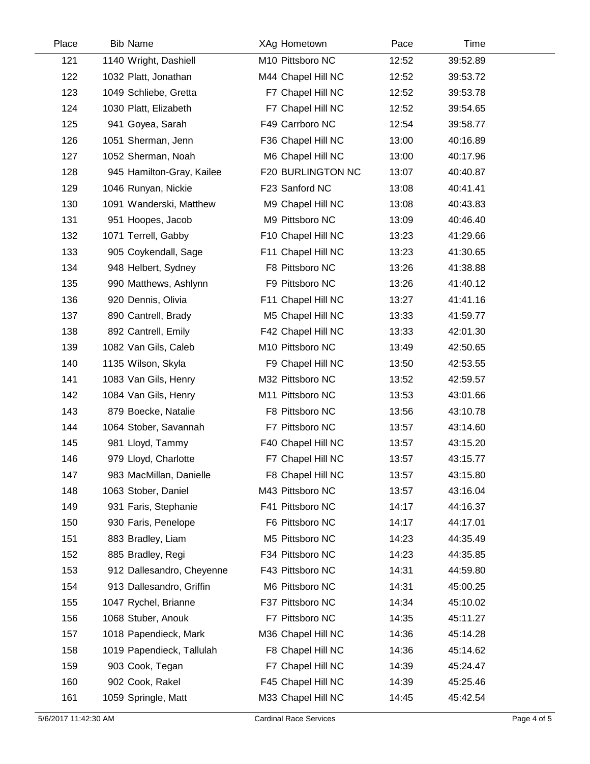| Place | Bib | Name | XAg | Hometown | Pace | Time |
|---|---|---|---|---|---|---|
| 121 | 1140 | Wright, Dashiell | M10 | Pittsboro NC | 12:52 | 39:52.89 |
| 122 | 1032 | Platt, Jonathan | M44 | Chapel Hill NC | 12:52 | 39:53.72 |
| 123 | 1049 | Schliebe, Gretta | F7 | Chapel Hill NC | 12:52 | 39:53.78 |
| 124 | 1030 | Platt, Elizabeth | F7 | Chapel Hill NC | 12:52 | 39:54.65 |
| 125 | 941 | Goyea, Sarah | F49 | Carrboro NC | 12:54 | 39:58.77 |
| 126 | 1051 | Sherman, Jenn | F36 | Chapel Hill NC | 13:00 | 40:16.89 |
| 127 | 1052 | Sherman, Noah | M6 | Chapel Hill NC | 13:00 | 40:17.96 |
| 128 | 945 | Hamilton-Gray, Kailee | F20 | BURLINGTON NC | 13:07 | 40:40.87 |
| 129 | 1046 | Runyan, Nickie | F23 | Sanford NC | 13:08 | 40:41.41 |
| 130 | 1091 | Wanderski, Matthew | M9 | Chapel Hill NC | 13:08 | 40:43.83 |
| 131 | 951 | Hoopes, Jacob | M9 | Pittsboro NC | 13:09 | 40:46.40 |
| 132 | 1071 | Terrell, Gabby | F10 | Chapel Hill NC | 13:23 | 41:29.66 |
| 133 | 905 | Coykendall, Sage | F11 | Chapel Hill NC | 13:23 | 41:30.65 |
| 134 | 948 | Helbert, Sydney | F8 | Pittsboro NC | 13:26 | 41:38.88 |
| 135 | 990 | Matthews, Ashlynn | F9 | Pittsboro NC | 13:26 | 41:40.12 |
| 136 | 920 | Dennis, Olivia | F11 | Chapel Hill NC | 13:27 | 41:41.16 |
| 137 | 890 | Cantrell, Brady | M5 | Chapel Hill NC | 13:33 | 41:59.77 |
| 138 | 892 | Cantrell, Emily | F42 | Chapel Hill NC | 13:33 | 42:01.30 |
| 139 | 1082 | Van Gils, Caleb | M10 | Pittsboro NC | 13:49 | 42:50.65 |
| 140 | 1135 | Wilson, Skyla | F9 | Chapel Hill NC | 13:50 | 42:53.55 |
| 141 | 1083 | Van Gils, Henry | M32 | Pittsboro NC | 13:52 | 42:59.57 |
| 142 | 1084 | Van Gils, Henry | M11 | Pittsboro NC | 13:53 | 43:01.66 |
| 143 | 879 | Boecke, Natalie | F8 | Pittsboro NC | 13:56 | 43:10.78 |
| 144 | 1064 | Stober, Savannah | F7 | Pittsboro NC | 13:57 | 43:14.60 |
| 145 | 981 | Lloyd, Tammy | F40 | Chapel Hill NC | 13:57 | 43:15.20 |
| 146 | 979 | Lloyd, Charlotte | F7 | Chapel Hill NC | 13:57 | 43:15.77 |
| 147 | 983 | MacMillan, Danielle | F8 | Chapel Hill NC | 13:57 | 43:15.80 |
| 148 | 1063 | Stober, Daniel | M43 | Pittsboro NC | 13:57 | 43:16.04 |
| 149 | 931 | Faris, Stephanie | F41 | Pittsboro NC | 14:17 | 44:16.37 |
| 150 | 930 | Faris, Penelope | F6 | Pittsboro NC | 14:17 | 44:17.01 |
| 151 | 883 | Bradley, Liam | M5 | Pittsboro NC | 14:23 | 44:35.49 |
| 152 | 885 | Bradley, Regi | F34 | Pittsboro NC | 14:23 | 44:35.85 |
| 153 | 912 | Dallesandro, Cheyenne | F43 | Pittsboro NC | 14:31 | 44:59.80 |
| 154 | 913 | Dallesandro, Griffin | M6 | Pittsboro NC | 14:31 | 45:00.25 |
| 155 | 1047 | Rychel, Brianne | F37 | Pittsboro NC | 14:34 | 45:10.02 |
| 156 | 1068 | Stuber, Anouk | F7 | Pittsboro NC | 14:35 | 45:11.27 |
| 157 | 1018 | Papendieck, Mark | M36 | Chapel Hill NC | 14:36 | 45:14.28 |
| 158 | 1019 | Papendieck, Tallulah | F8 | Chapel Hill NC | 14:36 | 45:14.62 |
| 159 | 903 | Cook, Tegan | F7 | Chapel Hill NC | 14:39 | 45:24.47 |
| 160 | 902 | Cook, Rakel | F45 | Chapel Hill NC | 14:39 | 45:25.46 |
| 161 | 1059 | Springle, Matt | M33 | Chapel Hill NC | 14:45 | 45:42.54 |

5/6/2017 11:42:30 AM — Cardinal Race Services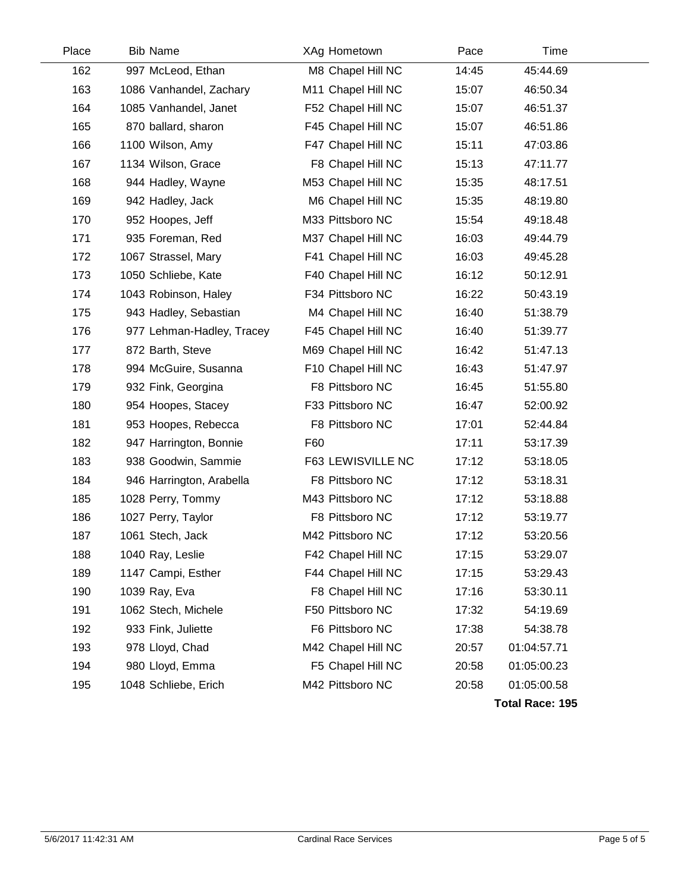| Place | Bib | Name | XAg | Hometown | Pace | Time |
| --- | --- | --- | --- | --- | --- | --- |
| 162 | 997 | McLeod, Ethan | M8 | Chapel Hill NC | 14:45 | 45:44.69 |
| 163 | 1086 | Vanhandel, Zachary | M11 | Chapel Hill NC | 15:07 | 46:50.34 |
| 164 | 1085 | Vanhandel, Janet | F52 | Chapel Hill NC | 15:07 | 46:51.37 |
| 165 | 870 | ballard, sharon | F45 | Chapel Hill NC | 15:07 | 46:51.86 |
| 166 | 1100 | Wilson, Amy | F47 | Chapel Hill NC | 15:11 | 47:03.86 |
| 167 | 1134 | Wilson, Grace | F8 | Chapel Hill NC | 15:13 | 47:11.77 |
| 168 | 944 | Hadley, Wayne | M53 | Chapel Hill NC | 15:35 | 48:17.51 |
| 169 | 942 | Hadley, Jack | M6 | Chapel Hill NC | 15:35 | 48:19.80 |
| 170 | 952 | Hoopes, Jeff | M33 | Pittsboro NC | 15:54 | 49:18.48 |
| 171 | 935 | Foreman, Red | M37 | Chapel Hill NC | 16:03 | 49:44.79 |
| 172 | 1067 | Strassel, Mary | F41 | Chapel Hill NC | 16:03 | 49:45.28 |
| 173 | 1050 | Schliebe, Kate | F40 | Chapel Hill NC | 16:12 | 50:12.91 |
| 174 | 1043 | Robinson, Haley | F34 | Pittsboro NC | 16:22 | 50:43.19 |
| 175 | 943 | Hadley, Sebastian | M4 | Chapel Hill NC | 16:40 | 51:38.79 |
| 176 | 977 | Lehman-Hadley, Tracey | F45 | Chapel Hill NC | 16:40 | 51:39.77 |
| 177 | 872 | Barth, Steve | M69 | Chapel Hill NC | 16:42 | 51:47.13 |
| 178 | 994 | McGuire, Susanna | F10 | Chapel Hill NC | 16:43 | 51:47.97 |
| 179 | 932 | Fink, Georgina | F8 | Pittsboro NC | 16:45 | 51:55.80 |
| 180 | 954 | Hoopes, Stacey | F33 | Pittsboro NC | 16:47 | 52:00.92 |
| 181 | 953 | Hoopes, Rebecca | F8 | Pittsboro NC | 17:01 | 52:44.84 |
| 182 | 947 | Harrington, Bonnie | F60 | | 17:11 | 53:17.39 |
| 183 | 938 | Goodwin, Sammie | F63 | LEWISVILLE NC | 17:12 | 53:18.05 |
| 184 | 946 | Harrington, Arabella | F8 | Pittsboro NC | 17:12 | 53:18.31 |
| 185 | 1028 | Perry, Tommy | M43 | Pittsboro NC | 17:12 | 53:18.88 |
| 186 | 1027 | Perry, Taylor | F8 | Pittsboro NC | 17:12 | 53:19.77 |
| 187 | 1061 | Stech, Jack | M42 | Pittsboro NC | 17:12 | 53:20.56 |
| 188 | 1040 | Ray, Leslie | F42 | Chapel Hill NC | 17:15 | 53:29.07 |
| 189 | 1147 | Campi, Esther | F44 | Chapel Hill NC | 17:15 | 53:29.43 |
| 190 | 1039 | Ray, Eva | F8 | Chapel Hill NC | 17:16 | 53:30.11 |
| 191 | 1062 | Stech, Michele | F50 | Pittsboro NC | 17:32 | 54:19.69 |
| 192 | 933 | Fink, Juliette | F6 | Pittsboro NC | 17:38 | 54:38.78 |
| 193 | 978 | Lloyd, Chad | M42 | Chapel Hill NC | 20:57 | 01:04:57.71 |
| 194 | 980 | Lloyd, Emma | F5 | Chapel Hill NC | 20:58 | 01:05:00.23 |
| 195 | 1048 | Schliebe, Erich | M42 | Pittsboro NC | 20:58 | 01:05:00.58 |

**Total Race: 195**

5/6/2017 11:42:31 AM Cardinal Race Services